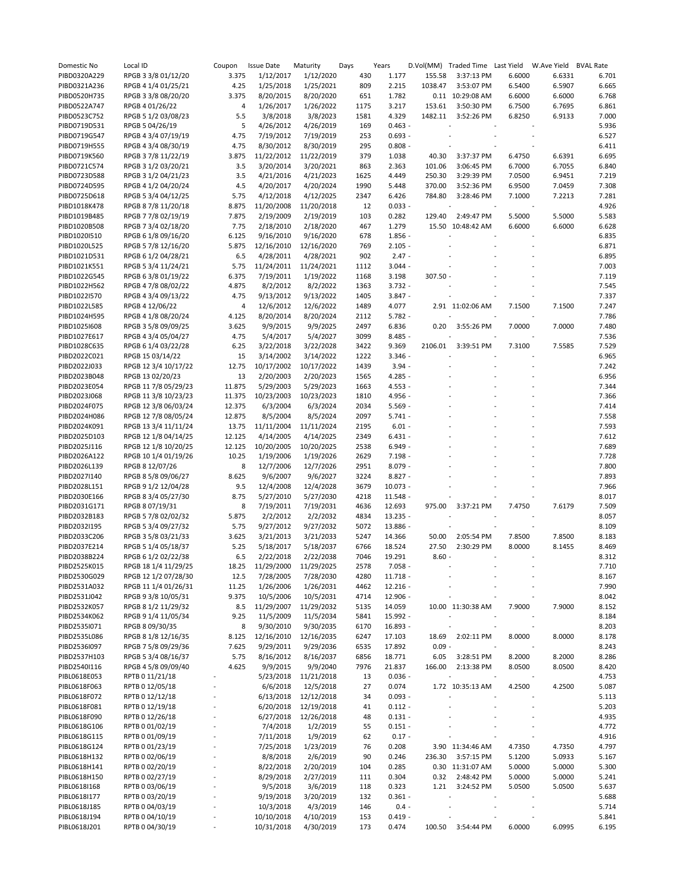| Domestic No | Local ID | Coupon | Issue Date | Maturity | Days | Years | D.Vol(MM) | Traded Time | Last Yield | W.Ave Yield | BVAL Rate |
|---|---|---|---|---|---|---|---|---|---|---|---|
| PIBD0320A229 | RPGB 3 3/8 01/12/20 | 3.375 | 1/12/2017 | 1/12/2020 | 430 | 1.177 | 155.58 | 3:37:13 PM | 6.6000 | 6.6331 | 6.701 |
| PIBD0321A236 | RPGB 4 1/4 01/25/21 | 4.25 | 1/25/2018 | 1/25/2021 | 809 | 2.215 | 1038.47 | 3:53:07 PM | 6.5400 | 6.5907 | 6.665 |
| PIBD0520H735 | RPGB 3 3/8 08/20/20 | 3.375 | 8/20/2015 | 8/20/2020 | 651 | 1.782 | 0.11 | 10:29:08 AM | 6.6000 | 6.6000 | 6.768 |
| PIBD0522A747 | RPGB 4 01/26/22 | 4 | 1/26/2017 | 1/26/2022 | 1175 | 3.217 | 153.61 | 3:50:30 PM | 6.7500 | 6.7695 | 6.861 |
| PIBD0523C752 | RPGB 5 1/2 03/08/23 | 5.5 | 3/8/2018 | 3/8/2023 | 1581 | 4.329 | 1482.11 | 3:52:26 PM | 6.8250 | 6.9133 | 7.000 |
| PIBD0719D531 | RPGB 5 04/26/19 | 5 | 4/26/2012 | 4/26/2019 | 169 | 0.463 | - | - | - | - | 5.936 |
| PIBD0719G547 | RPGB 4 3/4 07/19/19 | 4.75 | 7/19/2012 | 7/19/2019 | 253 | 0.693 | - | - | - | - | 6.527 |
| PIBD0719H555 | RPGB 4 3/4 08/30/19 | 4.75 | 8/30/2012 | 8/30/2019 | 295 | 0.808 | - | - | - | - | 6.411 |
| PIBD0719K560 | RPGB 3 7/8 11/22/19 | 3.875 | 11/22/2012 | 11/22/2019 | 379 | 1.038 | 40.30 | 3:37:37 PM | 6.4750 | 6.6391 | 6.695 |
| PIBD0721C574 | RPGB 3 1/2 03/20/21 | 3.5 | 3/20/2014 | 3/20/2021 | 863 | 2.363 | 101.06 | 3:06:45 PM | 6.7000 | 6.7055 | 6.840 |
| PIBD0723D588 | RPGB 3 1/2 04/21/23 | 3.5 | 4/21/2016 | 4/21/2023 | 1625 | 4.449 | 250.30 | 3:29:39 PM | 7.0500 | 6.9451 | 7.219 |
| PIBD0724D595 | RPGB 4 1/2 04/20/24 | 4.5 | 4/20/2017 | 4/20/2024 | 1990 | 5.448 | 370.00 | 3:52:36 PM | 6.9500 | 7.0459 | 7.308 |
| PIBD0725D618 | RPGB 5 3/4 04/12/25 | 5.75 | 4/12/2018 | 4/12/2025 | 2347 | 6.426 | 784.80 | 3:28:46 PM | 7.1000 | 7.2213 | 7.281 |
| PIBD1018K478 | RPGB 8 7/8 11/20/18 | 8.875 | 11/20/2008 | 11/20/2018 | 12 | 0.033 | - | - | - | - | 4.926 |
| PIBD1019B485 | RPGB 7 7/8 02/19/19 | 7.875 | 2/19/2009 | 2/19/2019 | 103 | 0.282 | 129.40 | 2:49:47 PM | 5.5000 | 5.5000 | 5.583 |
| PIBD1020B508 | RPGB 7 3/4 02/18/20 | 7.75 | 2/18/2010 | 2/18/2020 | 467 | 1.279 | 15.50 | 10:48:42 AM | 6.6000 | 6.6000 | 6.628 |
| PIBD1020I510 | RPGB 6 1/8 09/16/20 | 6.125 | 9/16/2010 | 9/16/2020 | 678 | 1.856 | - | - | - | - | 6.835 |
| PIBD1020L525 | RPGB 5 7/8 12/16/20 | 5.875 | 12/16/2010 | 12/16/2020 | 769 | 2.105 | - | - | - | - | 6.871 |
| PIBD1021D531 | RPGB 6 1/2 04/28/21 | 6.5 | 4/28/2011 | 4/28/2021 | 902 | 2.47 | - | - | - | - | 6.895 |
| PIBD1021K551 | RPGB 5 3/4 11/24/21 | 5.75 | 11/24/2011 | 11/24/2021 | 1112 | 3.044 | - | - | - | - | 7.003 |
| PIBD1022G545 | RPGB 6 3/8 01/19/22 | 6.375 | 7/19/2011 | 1/19/2022 | 1168 | 3.198 | 307.50 | - | - | - | 7.119 |
| PIBD1022H562 | RPGB 4 7/8 08/02/22 | 4.875 | 8/2/2012 | 8/2/2022 | 1363 | 3.732 | - | - | - | - | 7.545 |
| PIBD1022I570 | RPGB 4 3/4 09/13/22 | 4.75 | 9/13/2012 | 9/13/2022 | 1405 | 3.847 | - | - | - | - | 7.337 |
| PIBD1022L585 | RPGB 4 12/06/22 | 4 | 12/6/2012 | 12/6/2022 | 1489 | 4.077 | 2.91 | 11:02:06 AM | 7.1500 | 7.1500 | 7.247 |
| PIBD1024H595 | RPGB 4 1/8 08/20/24 | 4.125 | 8/20/2014 | 8/20/2024 | 2112 | 5.782 | - | - | - | - | 7.786 |
| PIBD1025I608 | RPGB 3 5/8 09/09/25 | 3.625 | 9/9/2015 | 9/9/2025 | 2497 | 6.836 | 0.20 | 3:55:26 PM | 7.0000 | 7.0000 | 7.480 |
| PIBD1027E617 | RPGB 4 3/4 05/04/27 | 4.75 | 5/4/2017 | 5/4/2027 | 3099 | 8.485 | - | - | - | - | 7.536 |
| PIBD1028C635 | RPGB 6 1/4 03/22/28 | 6.25 | 3/22/2018 | 3/22/2028 | 3422 | 9.369 | 2106.01 | 3:39:51 PM | 7.3100 | 7.5585 | 7.529 |
| PIBD2022C021 | RPGB 15 03/14/22 | 15 | 3/14/2002 | 3/14/2022 | 1222 | 3.346 | - | - | - | - | 6.965 |
| PIBD2022J033 | RPGB 12 3/4 10/17/22 | 12.75 | 10/17/2002 | 10/17/2022 | 1439 | 3.94 | - | - | - | - | 7.242 |
| PIBD2023B048 | RPGB 13 02/20/23 | 13 | 2/20/2003 | 2/20/2023 | 1565 | 4.285 | - | - | - | - | 6.956 |
| PIBD2023E054 | RPGB 11 7/8 05/29/23 | 11.875 | 5/29/2003 | 5/29/2023 | 1663 | 4.553 | - | - | - | - | 7.344 |
| PIBD2023J068 | RPGB 11 3/8 10/23/23 | 11.375 | 10/23/2003 | 10/23/2023 | 1810 | 4.956 | - | - | - | - | 7.366 |
| PIBD2024F075 | RPGB 12 3/8 06/03/24 | 12.375 | 6/3/2004 | 6/3/2024 | 2034 | 5.569 | - | - | - | - | 7.414 |
| PIBD2024H086 | RPGB 12 7/8 08/05/24 | 12.875 | 8/5/2004 | 8/5/2024 | 2097 | 5.741 | - | - | - | - | 7.558 |
| PIBD2024K091 | RPGB 13 3/4 11/11/24 | 13.75 | 11/11/2004 | 11/11/2024 | 2195 | 6.01 | - | - | - | - | 7.593 |
| PIBD2025D103 | RPGB 12 1/8 04/14/25 | 12.125 | 4/14/2005 | 4/14/2025 | 2349 | 6.431 | - | - | - | - | 7.612 |
| PIBD2025J116 | RPGB 12 1/8 10/20/25 | 12.125 | 10/20/2005 | 10/20/2025 | 2538 | 6.949 | - | - | - | - | 7.689 |
| PIBD2026A122 | RPGB 10 1/4 01/19/26 | 10.25 | 1/19/2006 | 1/19/2026 | 2629 | 7.198 | - | - | - | - | 7.728 |
| PIBD2026L139 | RPGB 8 12/07/26 | 8 | 12/7/2006 | 12/7/2026 | 2951 | 8.079 | - | - | - | - | 7.800 |
| PIBD2027I140 | RPGB 8 5/8 09/06/27 | 8.625 | 9/6/2007 | 9/6/2027 | 3224 | 8.827 | - | - | - | - | 7.893 |
| PIBD2028L151 | RPGB 9 1/2 12/04/28 | 9.5 | 12/4/2008 | 12/4/2028 | 3679 | 10.073 | - | - | - | - | 7.966 |
| PIBD2030E166 | RPGB 8 3/4 05/27/30 | 8.75 | 5/27/2010 | 5/27/2030 | 4218 | 11.548 | - | - | - | - | 8.017 |
| PIBD2031G171 | RPGB 8 07/19/31 | 8 | 7/19/2011 | 7/19/2031 | 4636 | 12.693 | 975.00 | 3:37:21 PM | 7.4750 | 7.6179 | 7.509 |
| PIBD2032B183 | RPGB 5 7/8 02/02/32 | 5.875 | 2/2/2012 | 2/2/2032 | 4834 | 13.235 | - | - | - | - | 8.057 |
| PIBD2032I195 | RPGB 5 3/4 09/27/32 | 5.75 | 9/27/2012 | 9/27/2032 | 5072 | 13.886 | - | - | - | - | 8.109 |
| PIBD2033C206 | RPGB 3 5/8 03/21/33 | 3.625 | 3/21/2013 | 3/21/2033 | 5247 | 14.366 | 50.00 | 2:05:54 PM | 7.8500 | 7.8500 | 8.183 |
| PIBD2037E214 | RPGB 5 1/4 05/18/37 | 5.25 | 5/18/2017 | 5/18/2037 | 6766 | 18.524 | 27.50 | 2:30:29 PM | 8.0000 | 8.1455 | 8.469 |
| PIBD2038B224 | RPGB 6 1/2 02/22/38 | 6.5 | 2/22/2018 | 2/22/2038 | 7046 | 19.291 | 8.60 | - | - | - | 8.312 |
| PIBD2525K015 | RPGB 18 1/4 11/29/25 | 18.25 | 11/29/2000 | 11/29/2025 | 2578 | 7.058 | - | - | - | - | 7.710 |
| PIBD2530G029 | RPGB 12 1/2 07/28/30 | 12.5 | 7/28/2005 | 7/28/2030 | 4280 | 11.718 | - | - | - | - | 8.167 |
| PIBD2531A032 | RPGB 11 1/4 01/26/31 | 11.25 | 1/26/2006 | 1/26/2031 | 4462 | 12.216 | - | - | - | - | 7.990 |
| PIBD2531J042 | RPGB 9 3/8 10/05/31 | 9.375 | 10/5/2006 | 10/5/2031 | 4714 | 12.906 | - | - | - | - | 8.042 |
| PIBD2532K057 | RPGB 8 1/2 11/29/32 | 8.5 | 11/29/2007 | 11/29/2032 | 5135 | 14.059 | 10.00 | 11:30:38 AM | 7.9000 | 7.9000 | 8.152 |
| PIBD2534K062 | RPGB 9 1/4 11/05/34 | 9.25 | 11/5/2009 | 11/5/2034 | 5841 | 15.992 | - | - | - | - | 8.184 |
| PIBD2535I071 | RPGB 8 09/30/35 | 8 | 9/30/2010 | 9/30/2035 | 6170 | 16.893 | - | - | - | - | 8.203 |
| PIBD2535L086 | RPGB 8 1/8 12/16/35 | 8.125 | 12/16/2010 | 12/16/2035 | 6247 | 17.103 | 18.69 | 2:02:11 PM | 8.0000 | 8.0000 | 8.178 |
| PIBD2536I097 | RPGB 7 5/8 09/29/36 | 7.625 | 9/29/2011 | 9/29/2036 | 6535 | 17.892 | 0.09 | - | - | - | 8.243 |
| PIBD2537H103 | RPGB 5 3/4 08/16/37 | 5.75 | 8/16/2012 | 8/16/2037 | 6856 | 18.771 | 6.05 | 3:28:51 PM | 8.2000 | 8.2000 | 8.286 |
| PIBD2540I116 | RPGB 4 5/8 09/09/40 | 4.625 | 9/9/2015 | 9/9/2040 | 7976 | 21.837 | 166.00 | 2:13:38 PM | 8.0500 | 8.0500 | 8.420 |
| PIBL0618E053 | RPTB 0 11/21/18 | - | 5/23/2018 | 11/21/2018 | 13 | 0.036 | - | - | - | - | 4.753 |
| PIBL0618F063 | RPTB 0 12/05/18 | - | 6/6/2018 | 12/5/2018 | 27 | 0.074 | 1.72 | 10:35:13 AM | 4.2500 | 4.2500 | 5.087 |
| PIBL0618F072 | RPTB 0 12/12/18 | - | 6/13/2018 | 12/12/2018 | 34 | 0.093 | - | - | - | - | 5.113 |
| PIBL0618F081 | RPTB 0 12/19/18 | - | 6/20/2018 | 12/19/2018 | 41 | 0.112 | - | - | - | - | 5.203 |
| PIBL0618F090 | RPTB 0 12/26/18 | - | 6/27/2018 | 12/26/2018 | 48 | 0.131 | - | - | - | - | 4.935 |
| PIBL0618G106 | RPTB 0 01/02/19 | - | 7/4/2018 | 1/2/2019 | 55 | 0.151 | - | - | - | - | 4.772 |
| PIBL0618G115 | RPTB 0 01/09/19 | - | 7/11/2018 | 1/9/2019 | 62 | 0.17 | - | - | - | - | 4.916 |
| PIBL0618G124 | RPTB 0 01/23/19 | - | 7/25/2018 | 1/23/2019 | 76 | 0.208 | 3.90 | 11:34:46 AM | 4.7350 | 4.7350 | 4.797 |
| PIBL0618H132 | RPTB 0 02/06/19 | - | 8/8/2018 | 2/6/2019 | 90 | 0.246 | 236.30 | 3:57:15 PM | 5.1200 | 5.0933 | 5.167 |
| PIBL0618H141 | RPTB 0 02/20/19 | - | 8/22/2018 | 2/20/2019 | 104 | 0.285 | 0.30 | 11:31:07 AM | 5.0000 | 5.0000 | 5.300 |
| PIBL0618H150 | RPTB 0 02/27/19 | - | 8/29/2018 | 2/27/2019 | 111 | 0.304 | 0.32 | 2:48:42 PM | 5.0000 | 5.0000 | 5.241 |
| PIBL0618I168 | RPTB 0 03/06/19 | - | 9/5/2018 | 3/6/2019 | 118 | 0.323 | 1.21 | 3:24:52 PM | 5.0500 | 5.0500 | 5.637 |
| PIBL0618I177 | RPTB 0 03/20/19 | - | 9/19/2018 | 3/20/2019 | 132 | 0.361 | - | - | - | - | 5.688 |
| PIBL0618J185 | RPTB 0 04/03/19 | - | 10/3/2018 | 4/3/2019 | 146 | 0.4 | - | - | - | - | 5.714 |
| PIBL0618J194 | RPTB 0 04/10/19 | - | 10/10/2018 | 4/10/2019 | 153 | 0.419 | - | - | - | - | 5.841 |
| PIBL0618J201 | RPTB 0 04/30/19 | - | 10/31/2018 | 4/30/2019 | 173 | 0.474 | 100.50 | 3:54:44 PM | 6.0000 | 6.0995 | 6.195 |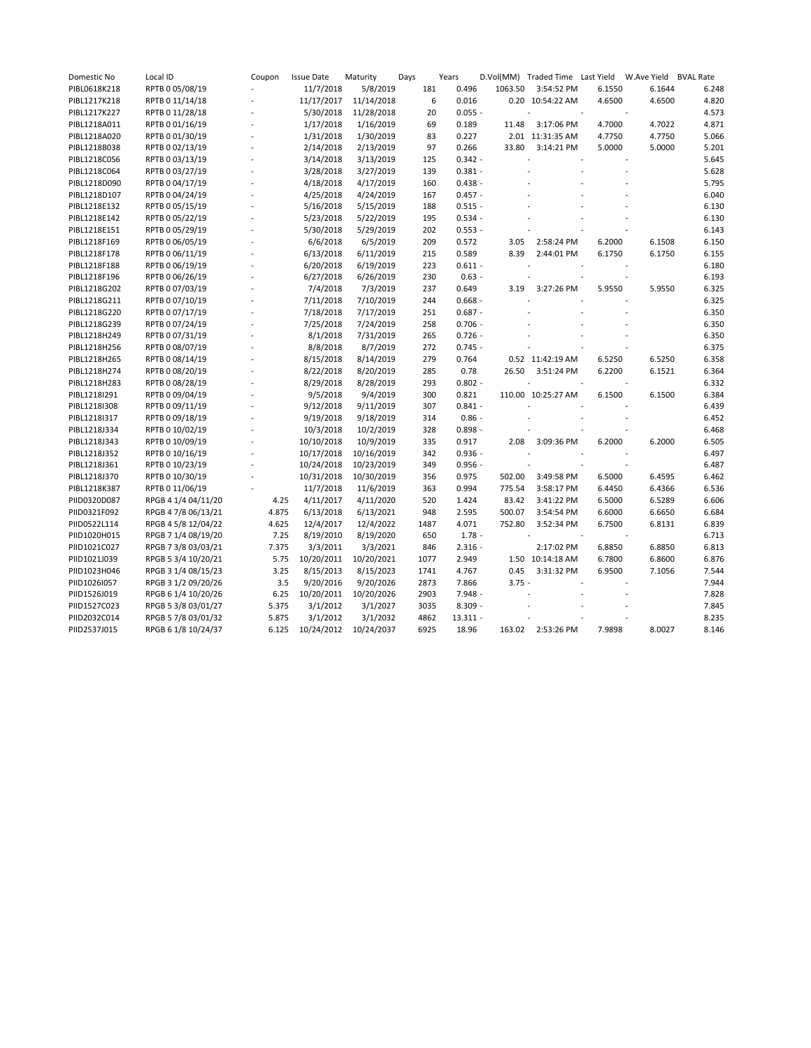| Domestic No | Local ID | Coupon | Issue Date | Maturity | Days | Years | D.Vol(MM) | Traded Time | Last Yield | W.Ave Yield | BVAL Rate |
|---|---|---|---|---|---|---|---|---|---|---|---|
| PIBL0618K218 | RPTB 0 05/08/19 | - | 11/7/2018 | 5/8/2019 | 181 | 0.496 | 1063.50 | 3:54:52 PM | 6.1550 | 6.1644 | 6.248 |
| PIBL1217K218 | RPTB 0 11/14/18 | - | 11/17/2017 | 11/14/2018 | 6 | 0.016 | 0.20 | 10:54:22 AM | 4.6500 | 4.6500 | 4.820 |
| PIBL1217K227 | RPTB 0 11/28/18 | - | 5/30/2018 | 11/28/2018 | 20 | 0.055 | - | - | - | - | 4.573 |
| PIBL1218A011 | RPTB 0 01/16/19 | - | 1/17/2018 | 1/16/2019 | 69 | 0.189 | 11.48 | 3:17:06 PM | 4.7000 | 4.7022 | 4.871 |
| PIBL1218A020 | RPTB 0 01/30/19 | - | 1/31/2018 | 1/30/2019 | 83 | 0.227 | 2.01 | 11:31:35 AM | 4.7750 | 4.7750 | 5.066 |
| PIBL1218B038 | RPTB 0 02/13/19 | - | 2/14/2018 | 2/13/2019 | 97 | 0.266 | 33.80 | 3:14:21 PM | 5.0000 | 5.0000 | 5.201 |
| PIBL1218C056 | RPTB 0 03/13/19 | - | 3/14/2018 | 3/13/2019 | 125 | 0.342 | - | - | - | - | 5.645 |
| PIBL1218C064 | RPTB 0 03/27/19 | - | 3/28/2018 | 3/27/2019 | 139 | 0.381 | - | - | - | - | 5.628 |
| PIBL1218D090 | RPTB 0 04/17/19 | - | 4/18/2018 | 4/17/2019 | 160 | 0.438 | - | - | - | - | 5.795 |
| PIBL1218D107 | RPTB 0 04/24/19 | - | 4/25/2018 | 4/24/2019 | 167 | 0.457 | - | - | - | - | 6.040 |
| PIBL1218E132 | RPTB 0 05/15/19 | - | 5/16/2018 | 5/15/2019 | 188 | 0.515 | - | - | - | - | 6.130 |
| PIBL1218E142 | RPTB 0 05/22/19 | - | 5/23/2018 | 5/22/2019 | 195 | 0.534 | - | - | - | - | 6.130 |
| PIBL1218E151 | RPTB 0 05/29/19 | - | 5/30/2018 | 5/29/2019 | 202 | 0.553 | - | - | - | - | 6.143 |
| PIBL1218F169 | RPTB 0 06/05/19 | - | 6/6/2018 | 6/5/2019 | 209 | 0.572 | 3.05 | 2:58:24 PM | 6.2000 | 6.1508 | 6.150 |
| PIBL1218F178 | RPTB 0 06/11/19 | - | 6/13/2018 | 6/11/2019 | 215 | 0.589 | 8.39 | 2:44:01 PM | 6.1750 | 6.1750 | 6.155 |
| PIBL1218F188 | RPTB 0 06/19/19 | - | 6/20/2018 | 6/19/2019 | 223 | 0.611 | - | - | - | - | 6.180 |
| PIBL1218F196 | RPTB 0 06/26/19 | - | 6/27/2018 | 6/26/2019 | 230 | 0.63 | - | - | - | - | 6.193 |
| PIBL1218G202 | RPTB 0 07/03/19 | - | 7/4/2018 | 7/3/2019 | 237 | 0.649 | 3.19 | 3:27:26 PM | 5.9550 | 5.9550 | 6.325 |
| PIBL1218G211 | RPTB 0 07/10/19 | - | 7/11/2018 | 7/10/2019 | 244 | 0.668 | - | - | - | - | 6.325 |
| PIBL1218G220 | RPTB 0 07/17/19 | - | 7/18/2018 | 7/17/2019 | 251 | 0.687 | - | - | - | - | 6.350 |
| PIBL1218G239 | RPTB 0 07/24/19 | - | 7/25/2018 | 7/24/2019 | 258 | 0.706 | - | - | - | - | 6.350 |
| PIBL1218H249 | RPTB 0 07/31/19 | - | 8/1/2018 | 7/31/2019 | 265 | 0.726 | - | - | - | - | 6.350 |
| PIBL1218H256 | RPTB 0 08/07/19 | - | 8/8/2018 | 8/7/2019 | 272 | 0.745 | - | - | - | - | 6.375 |
| PIBL1218H265 | RPTB 0 08/14/19 | - | 8/15/2018 | 8/14/2019 | 279 | 0.764 | 0.52 | 11:42:19 AM | 6.5250 | 6.5250 | 6.358 |
| PIBL1218H274 | RPTB 0 08/20/19 | - | 8/22/2018 | 8/20/2019 | 285 | 0.78 | 26.50 | 3:51:24 PM | 6.2200 | 6.1521 | 6.364 |
| PIBL1218H283 | RPTB 0 08/28/19 | - | 8/29/2018 | 8/28/2019 | 293 | 0.802 | - | - | - | - | 6.332 |
| PIBL1218I291 | RPTB 0 09/04/19 | - | 9/5/2018 | 9/4/2019 | 300 | 0.821 | 110.00 | 10:25:27 AM | 6.1500 | 6.1500 | 6.384 |
| PIBL1218I308 | RPTB 0 09/11/19 | - | 9/12/2018 | 9/11/2019 | 307 | 0.841 | - | - | - | - | 6.439 |
| PIBL1218I317 | RPTB 0 09/18/19 | - | 9/19/2018 | 9/18/2019 | 314 | 0.86 | - | - | - | - | 6.452 |
| PIBL1218J334 | RPTB 0 10/02/19 | - | 10/3/2018 | 10/2/2019 | 328 | 0.898 | - | - | - | - | 6.468 |
| PIBL1218J343 | RPTB 0 10/09/19 | - | 10/10/2018 | 10/9/2019 | 335 | 0.917 | 2.08 | 3:09:36 PM | 6.2000 | 6.2000 | 6.505 |
| PIBL1218J352 | RPTB 0 10/16/19 | - | 10/17/2018 | 10/16/2019 | 342 | 0.936 | - | - | - | - | 6.497 |
| PIBL1218J361 | RPTB 0 10/23/19 | - | 10/24/2018 | 10/23/2019 | 349 | 0.956 | - | - | - | - | 6.487 |
| PIBL1218J370 | RPTB 0 10/30/19 | - | 10/31/2018 | 10/30/2019 | 356 | 0.975 | 502.00 | 3:49:58 PM | 6.5000 | 6.4595 | 6.462 |
| PIBL1218K387 | RPTB 0 11/06/19 | - | 11/7/2018 | 11/6/2019 | 363 | 0.994 | 775.54 | 3:58:17 PM | 6.4450 | 6.4366 | 6.536 |
| PIID0320D087 | RPGB 4 1/4 04/11/20 | 4.25 | 4/11/2017 | 4/11/2020 | 520 | 1.424 | 83.42 | 3:41:22 PM | 6.5000 | 6.5289 | 6.606 |
| PIID0321F092 | RPGB 4 7/8 06/13/21 | 4.875 | 6/13/2018 | 6/13/2021 | 948 | 2.595 | 500.07 | 3:54:54 PM | 6.6000 | 6.6650 | 6.684 |
| PIID0522L114 | RPGB 4 5/8 12/04/22 | 4.625 | 12/4/2017 | 12/4/2022 | 1487 | 4.071 | 752.80 | 3:52:34 PM | 6.7500 | 6.8131 | 6.839 |
| PIID1020H015 | RPGB 7 1/4 08/19/20 | 7.25 | 8/19/2010 | 8/19/2020 | 650 | 1.78 | - | - | - | - | 6.713 |
| PIID1021C027 | RPGB 7 3/8 03/03/21 | 7.375 | 3/3/2011 | 3/3/2021 | 846 | 2.316 | - | 2:17:02 PM | 6.8850 | 6.8850 | 6.813 |
| PIID1021J039 | RPGB 5 3/4 10/20/21 | 5.75 | 10/20/2011 | 10/20/2021 | 1077 | 2.949 | 1.50 | 10:14:18 AM | 6.7800 | 6.8600 | 6.876 |
| PIID1023H046 | RPGB 3 1/4 08/15/23 | 3.25 | 8/15/2013 | 8/15/2023 | 1741 | 4.767 | 0.45 | 3:31:32 PM | 6.9500 | 7.1056 | 7.544 |
| PIID1026I057 | RPGB 3 1/2 09/20/26 | 3.5 | 9/20/2016 | 9/20/2026 | 2873 | 7.866 | 3.75 | - | - | - | 7.944 |
| PIID1526J019 | RPGB 6 1/4 10/20/26 | 6.25 | 10/20/2011 | 10/20/2026 | 2903 | 7.948 | - | - | - | - | 7.828 |
| PIID1527C023 | RPGB 5 3/8 03/01/27 | 5.375 | 3/1/2012 | 3/1/2027 | 3035 | 8.309 | - | - | - | - | 7.845 |
| PIID2032C014 | RPGB 5 7/8 03/01/32 | 5.875 | 3/1/2012 | 3/1/2032 | 4862 | 13.311 | - | - | - | - | 8.235 |
| PIID2537J015 | RPGB 6 1/8 10/24/37 | 6.125 | 10/24/2012 | 10/24/2037 | 6925 | 18.96 | 163.02 | 2:53:26 PM | 7.9898 | 8.0027 | 8.146 |